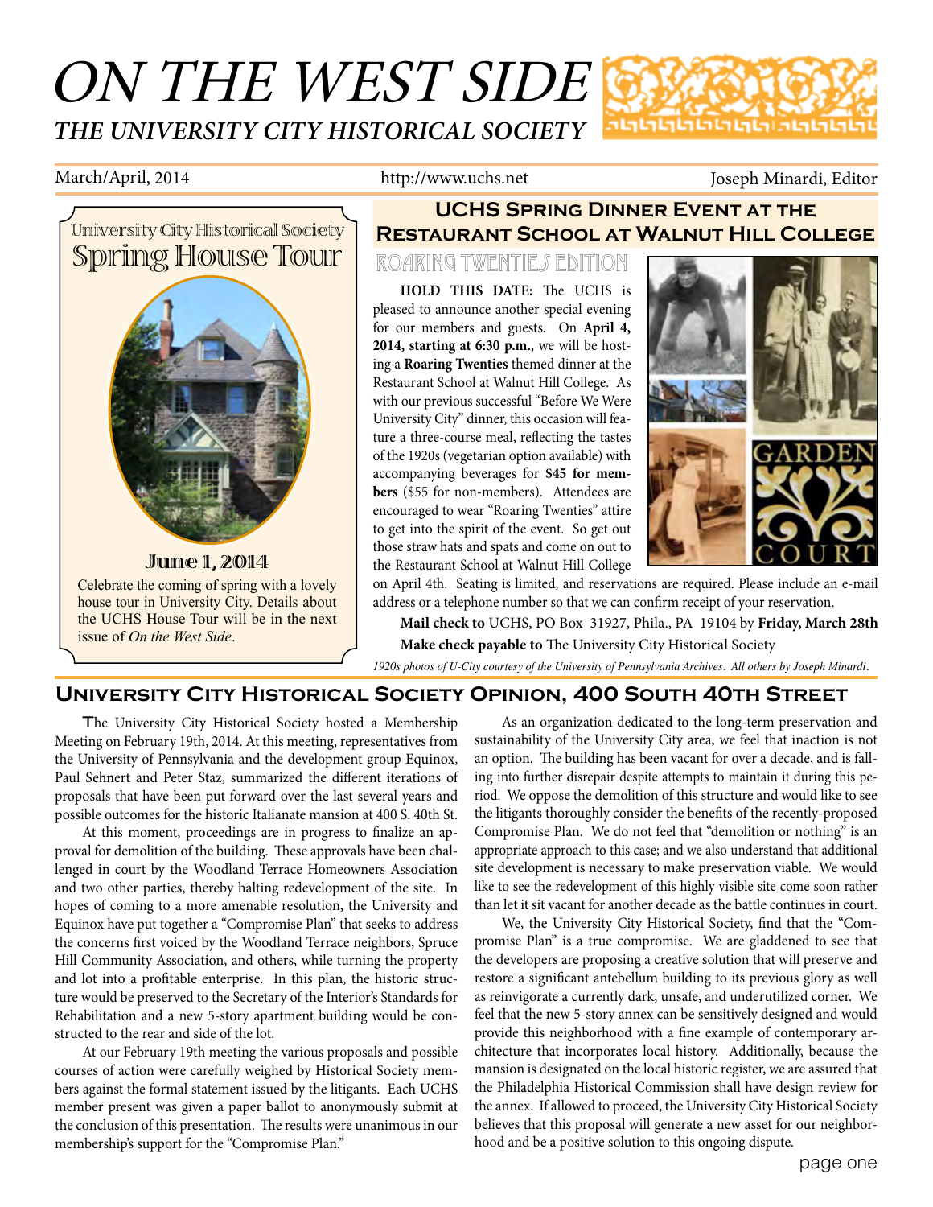# ON THE WEST SIDE

## THE UNIVERSITY CITY HISTORICAL SOCIETY

March/April, 2014 | http://www.uchs.net | Joseph Minardi, Editor

### University City Historical Society Spring House Tour

**June 1, 2014**

Celebrate the coming of spring with a lovely house tour in University City. Details about the UCHS House Tour will be in the next issue of *On the West Side*.

## UCHS Spring Dinner Event at the Restaurant School at Walnut Hill College

### Roaring Twenties Edition

**HOLD THIS DATE:** The UCHS is pleased to announce another special evening for our members and guests. On **April 4, 2014, starting at 6:30 p.m.**, we will be hosting a **Roaring Twenties** themed dinner at the Restaurant School at Walnut Hill College. As with our previous successful "Before We Were University City" dinner, this occasion will feature a three-course meal, reflecting the tastes of the 1920s (vegetarian option available) with accompanying beverages for **$45 for members** ($55 for non-members). Attendees are encouraged to wear "Roaring Twenties" attire to get into the spirit of the event. So get out those straw hats and spats and come on out to the Restaurant School at Walnut Hill College on April 4th. Seating is limited, and reservations are required. Please include an e-mail address or a telephone number so that we can confirm receipt of your reservation.

**Mail check to** UCHS, PO Box 31927, Phila., PA 19104 by **Friday, March 28th**

**Make check payable to** The University City Historical Society

*1920s photos of U-City courtesy of the University of Pennsylvania Archives. All others by Joseph Minardi.*

## University City Historical Society Opinion, 400 South 40th Street

The University City Historical Society hosted a Membership Meeting on February 19th, 2014. At this meeting, representatives from the University of Pennsylvania and the development group Equinox, Paul Sehnert and Peter Staz, summarized the different iterations of proposals that have been put forward over the last several years and possible outcomes for the historic Italianate mansion at 400 S. 40th St.

At this moment, proceedings are in progress to finalize an approval for demolition of the building. These approvals have been challenged in court by the Woodland Terrace Homeowners Association and two other parties, thereby halting redevelopment of the site. In hopes of coming to a more amenable resolution, the University and Equinox have put together a "Compromise Plan" that seeks to address the concerns first voiced by the Woodland Terrace neighbors, Spruce Hill Community Association, and others, while turning the property and lot into a profitable enterprise. In this plan, the historic structure would be preserved to the Secretary of the Interior's Standards for Rehabilitation and a new 5-story apartment building would be constructed to the rear and side of the lot.

At our February 19th meeting the various proposals and possible courses of action were carefully weighed by Historical Society members against the formal statement issued by the litigants. Each UCHS member present was given a paper ballot to anonymously submit at the conclusion of this presentation. The results were unanimous in our membership's support for the "Compromise Plan."

As an organization dedicated to the long-term preservation and sustainability of the University City area, we feel that inaction is not an option. The building has been vacant for over a decade, and is falling into further disrepair despite attempts to maintain it during this period. We oppose the demolition of this structure and would like to see the litigants thoroughly consider the benefits of the recently-proposed Compromise Plan. We do not feel that "demolition or nothing" is an appropriate approach to this case; and we also understand that additional site development is necessary to make preservation viable. We would like to see the redevelopment of this highly visible site come soon rather than let it sit vacant for another decade as the battle continues in court.

We, the University City Historical Society, find that the "Compromise Plan" is a true compromise. We are gladdened to see that the developers are proposing a creative solution that will preserve and restore a significant antebellum building to its previous glory as well as reinvigorate a currently dark, unsafe, and underutilized corner. We feel that the new 5-story annex can be sensitively designed and would provide this neighborhood with a fine example of contemporary architecture that incorporates local history. Additionally, because the mansion is designated on the local historic register, we are assured that the Philadelphia Historical Commission shall have design review for the annex. If allowed to proceed, the University City Historical Society believes that this proposal will generate a new asset for our neighborhood and be a positive solution to this ongoing dispute.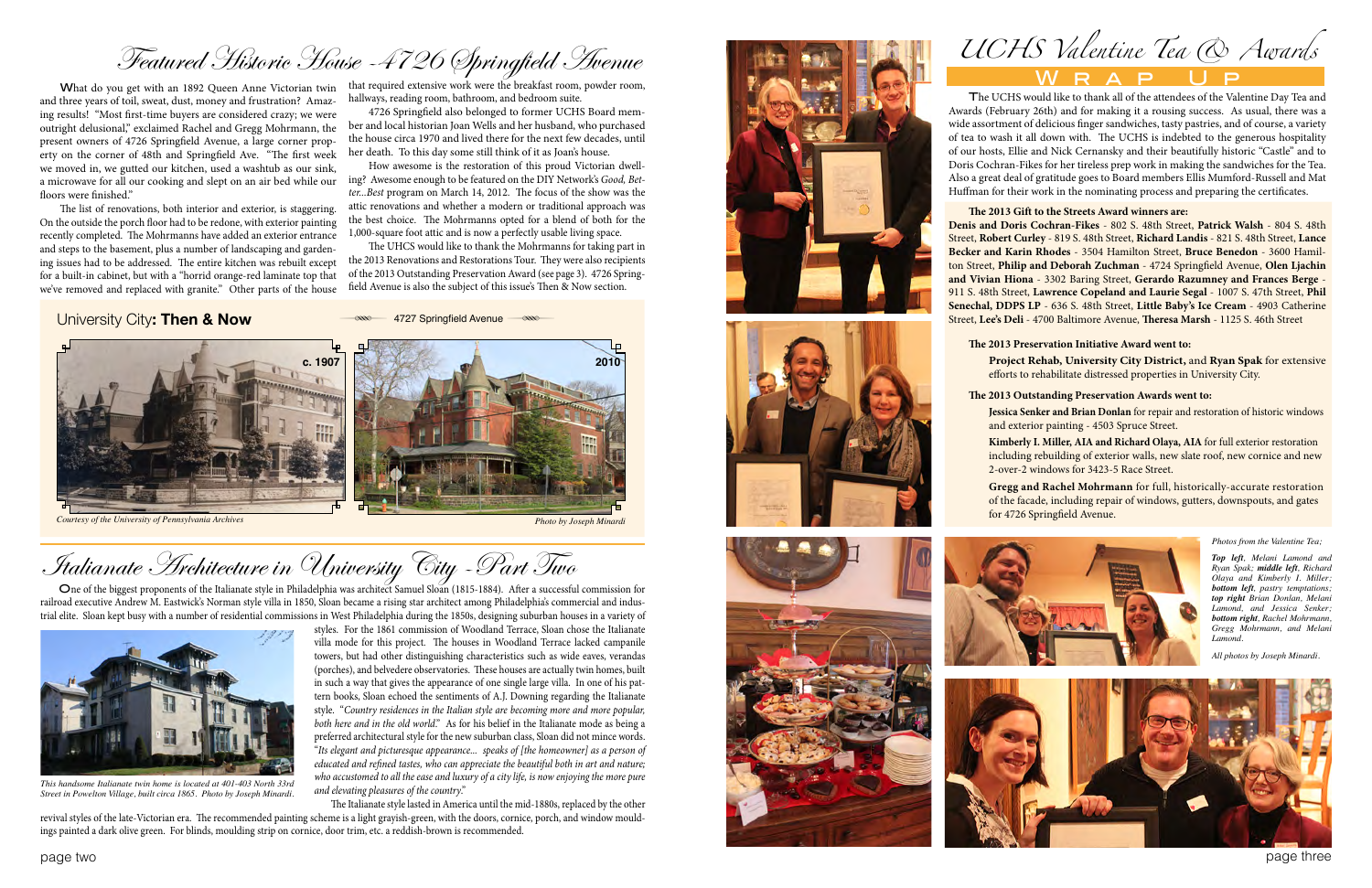# Featured Historic House - 4726 Springfield Avenue

What do you get with an 1892 Queen Anne Victorian twin and three years of toil, sweat, dust, money and frustration? Amazing results! "Most first-time buyers are considered crazy; we were outright delusional," exclaimed Rachel and Gregg Mohrmann, the present owners of 4726 Springfield Avenue, a large corner property on the corner of 48th and Springfield Ave. "The first week we moved in, we gutted our kitchen, used a washtub as our sink, a microwave for all our cooking and slept on an air bed while our floors were finished."

The list of renovations, both interior and exterior, is staggering. On the outside the porch floor had to be redone, with exterior painting recently completed. The Mohrmanns have added an exterior entrance and steps to the basement, plus a number of landscaping and gardening issues had to be addressed. The entire kitchen was rebuilt except for a built-in cabinet, but with a "horrid orange-red laminate top that we've removed and replaced with granite." Other parts of the house that required extensive work were the breakfast room, powder room, hallways, reading room, bathroom, and bedroom suite.

4726 Springfield also belonged to former UCHS Board member and local historian Joan Wells and her husband, who purchased the house circa 1970 and lived there for the next few decades, until her death. To this day some still think of it as Joan's house.

How awesome is the restoration of this proud Victorian dwelling? Awesome enough to be featured on the DIY Network's *Good, Better...Best* program on March 14, 2012. The focus of the show was the attic renovations and whether a modern or traditional approach was the best choice. The Mohrmanns opted for a blend of both for the 1,000-square foot attic and is now a perfectly usable living space.

The UHCS would like to thank the Mohrmanns for taking part in the 2013 Renovations and Restorations Tour. They were also recipients of the 2013 Outstanding Preservation Award (see page 3). 4726 Springfield Avenue is also the subject of this issue's Then & Now section.

## University City: Then & Now

4727 Springfield Avenue

c. 1907

2010

*Courtesy of the University of Pennsylvania Archives*

*Photo by Joseph Minardi*

# Italianate Architecture in University City - Part Two

One of the biggest proponents of the Italianate style in Philadelphia was architect Samuel Sloan (1815-1884). After a successful commission for railroad executive Andrew M. Eastwick's Norman style villa in 1850, Sloan became a rising star architect among Philadelphia's commercial and industrial elite. Sloan kept busy with a number of residential commissions in West Philadelphia during the 1850s, designing suburban houses in a variety of styles. For the 1861 commission of Woodland Terrace, Sloan chose the Italianate villa mode for this project. The houses in Woodland Terrace lacked campanile towers, but had other distinguishing characteristics such as wide eaves, verandas (porches), and belvedere observatories. These houses are actually twin homes, built in such a way that gives the appearance of one single large villa. In one of his pattern books, Sloan echoed the sentiments of A.J. Downing regarding the Italianate style. "*Country residences in the Italian style are becoming more and more popular, both here and in the old world.*" As for his belief in the Italianate mode as being a preferred architectural style for the new suburban class, Sloan did not mince words. "*Its elegant and picturesque appearance... speaks of [the homeowner] as a person of educated and refined tastes, who can appreciate the beautiful both in art and nature; who accustomed to all the ease and luxury of a city life, is now enjoying the more pure and elevating pleasures of the country.*"

*This handsome Italianate twin home is located at 401-403 North 33rd Street in Powelton Village, built circa 1865. Photo by Joseph Minardi.*

The Italianate style lasted in America until the mid-1880s, replaced by the other revival styles of the late-Victorian era. The recommended painting scheme is a light grayish-green, with the doors, cornice, porch, and window mouldings painted a dark olive green. For blinds, moulding strip on cornice, door trim, etc. a reddish-brown is recommended.

# UCHS Valentine Tea & Awards

## Wrap Up

The UCHS would like to thank all of the attendees of the Valentine Day Tea and Awards (February 26th) and for making it a rousing success. As usual, there was a wide assortment of delicious finger sandwiches, tasty pastries, and of course, a variety of tea to wash it all down with. The UCHS is indebted to the generous hospitality of our hosts, Ellie and Nick Cernansky and their beautifully historic "Castle" and to Doris Cochran-Fikes for her tireless prep work in making the sandwiches for the Tea. Also a great deal of gratitude goes to Board members Ellis Mumford-Russell and Mat Huffman for their work in the nominating process and preparing the certificates.

**The 2013 Gift to the Streets Award winners are:**

**Denis and Doris Cochran-Fikes** - 802 S. 48th Street, **Patrick Walsh** - 804 S. 48th Street, **Robert Curley** - 819 S. 48th Street, **Richard Landis** - 821 S. 48th Street, **Lance Becker and Karin Rhodes** - 3504 Hamilton Street, **Bruce Benedon** - 3600 Hamilton Street, **Philip and Deborah Zuchman** - 4724 Springfield Avenue, **Olen Ljachin and Vivian Hiona** - 3302 Baring Street, **Gerardo Razumney and Frances Berge** - 911 S. 48th Street, **Lawrence Copeland and Laurie Segal** - 1007 S. 47th Street, **Phil Senechal, DDPS LP** - 636 S. 48th Street, **Little Baby's Ice Cream** - 4903 Catherine Street, **Lee's Deli** - 4700 Baltimore Avenue, **Theresa Marsh** - 1125 S. 46th Street

**The 2013 Preservation Initiative Award went to:**

**Project Rehab, University City District,** and **Ryan Spak** for extensive efforts to rehabilitate distressed properties in University City.

**The 2013 Outstanding Preservation Awards went to:**

**Jessica Senker and Brian Donlan** for repair and restoration of historic windows and exterior painting - 4503 Spruce Street.

**Kimberly I. Miller, AIA and Richard Olaya, AIA** for full exterior restoration including rebuilding of exterior walls, new slate roof, new cornice and new 2-over-2 windows for 3423-5 Race Street.

**Gregg and Rachel Mohrmann** for full, historically-accurate restoration of the facade, including repair of windows, gutters, downspouts, and gates for 4726 Springfield Avenue.

*Photos from the Valentine Tea;*

***Top left**, Melani Lamond and Ryan Spak; **middle left**, Richard Olaya and Kimberly I. Miller; **bottom left**, pastry temptations; **top right** Brian Donlan, Melani Lamond, and Jessica Senker; **bottom right**, Rachel Mohrmann, Gregg Mohrmann, and Melani Lamond.*

*All photos by Joseph Minardi.*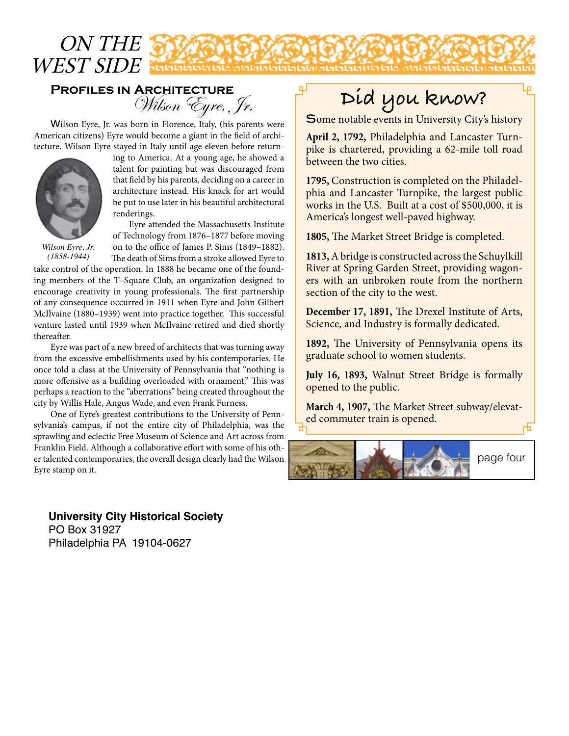# ON THE WEST SIDE

## Profiles in Architecture

### *Wilson Eyre, Jr.*

Wilson Eyre, Jr. was born in Florence, Italy, (his parents were American citizens) Eyre would become a giant in the field of architecture. Wilson Eyre stayed in Italy until age eleven before returning to America. At a young age, he showed a talent for painting but was discouraged from that field by his parents, deciding on a career in architecture instead. His knack for art would be put to use later in his beautiful architectural renderings.

*Wilson Eyre, Jr. (1858-1944)*

Eyre attended the Massachusetts Institute of Technology from 1876–1877 before moving on to the office of James P. Sims (1849–1882). The death of Sims from a stroke allowed Eyre to take control of the operation. In 1888 he became one of the founding members of the T–Square Club, an organization designed to encourage creativity in young professionals. The first partnership of any consequence occurred in 1911 when Eyre and John Gilbert McIlvaine (1880–1939) went into practice together. This successful venture lasted until 1939 when McIlvaine retired and died shortly thereafter.

Eyre was part of a new breed of architects that was turning away from the excessive embellishments used by his contemporaries. He once told a class at the University of Pennsylvania that "nothing is more offensive as a building overloaded with ornament." This was perhaps a reaction to the "aberrations" being created throughout the city by Willis Hale, Angus Wade, and even Frank Furness.

One of Eyre's greatest contributions to the University of Pennsylvania's campus, if not the entire city of Philadelphia, was the sprawling and eclectic Free Museum of Science and Art across from Franklin Field. Although a collaborative effort with some of his other talented contemporaries, the overall design clearly had the Wilson Eyre stamp on it.

## Did you know?

Some notable events in University City's history

**April 2, 1792,** Philadelphia and Lancaster Turnpike is chartered, providing a 62-mile toll road between the two cities.

**1795,** Construction is completed on the Philadelphia and Lancaster Turnpike, the largest public works in the U.S. Built at a cost of $500,000, it is America's longest well-paved highway.

**1805,** The Market Street Bridge is completed.

**1813,** A bridge is constructed across the Schuylkill River at Spring Garden Street, providing wagoners with an unbroken route from the northern section of the city to the west.

**December 17, 1891,** The Drexel Institute of Arts, Science, and Industry is formally dedicated.

**1892,** The University of Pennsylvania opens its graduate school to women students.

**July 16, 1893,** Walnut Street Bridge is formally opened to the public.

**March 4, 1907,** The Market Street subway/elevated commuter train is opened.

**University City Historical Society**
PO Box 31927
Philadelphia PA 19104-0627